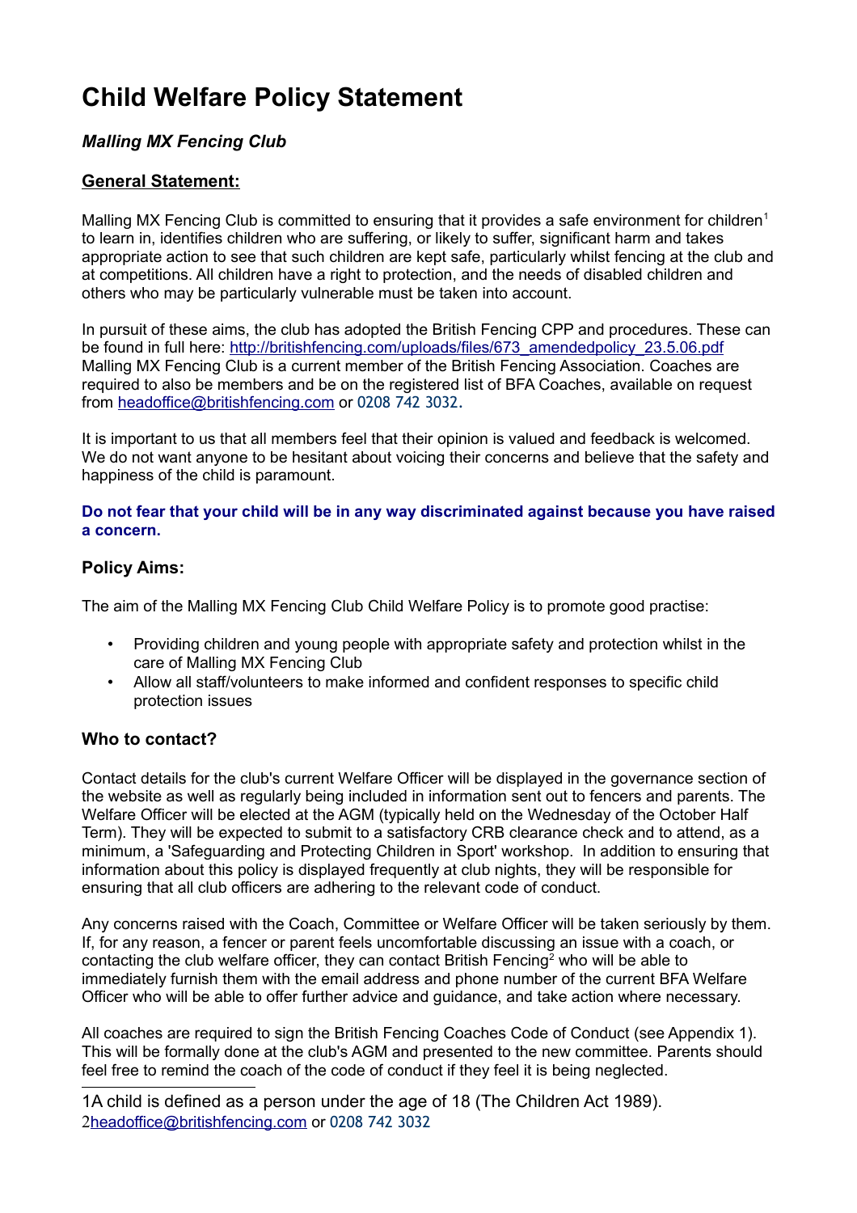# Child Welfare Policy Statement

### *Malling MX Fencing Club*

## General Statement:

Malling MX Fencing Club is committed to ensuring that it provides a safe environment for children[1] to learn in, identifies children who are suffering, or likely to suffer, significant harm and takes appropriate action to see that such children are kept safe, particularly whilst fencing at the club and at competitions. All children have a right to protection, and the needs of disabled children and others who may be particularly vulnerable must be taken into account.

In pursuit of these aims, the club has adopted the British Fencing CPP and procedures. These can be found in full here: http://britishfencing.com/uploads/files/673_amendedpolicy_23.5.06.pdf Malling MX Fencing Club is a current member of the British Fencing Association. Coaches are required to also be members and be on the registered list of BFA Coaches, available on request from headoffice@britishfencing.com or 0208 742 3032.

It is important to us that all members feel that their opinion is valued and feedback is welcomed. We do not want anyone to be hesitant about voicing their concerns and believe that the safety and happiness of the child is paramount.

**Do not fear that your child will be in any way discriminated against because you have raised a concern.**

### Policy Aims:

The aim of the Malling MX Fencing Club Child Welfare Policy is to promote good practise:

- Providing children and young people with appropriate safety and protection whilst in the care of Malling MX Fencing Club
- Allow all staff/volunteers to make informed and confident responses to specific child protection issues

### Who to contact?

Contact details for the club's current Welfare Officer will be displayed in the governance section of the website as well as regularly being included in information sent out to fencers and parents. The Welfare Officer will be elected at the AGM (typically held on the Wednesday of the October Half Term). They will be expected to submit to a satisfactory CRB clearance check and to attend, as a minimum, a 'Safeguarding and Protecting Children in Sport' workshop. In addition to ensuring that information about this policy is displayed frequently at club nights, they will be responsible for ensuring that all club officers are adhering to the relevant code of conduct.

Any concerns raised with the Coach, Committee or Welfare Officer will be taken seriously by them. If, for any reason, a fencer or parent feels uncomfortable discussing an issue with a coach, or contacting the club welfare officer, they can contact British Fencing[2] who will be able to immediately furnish them with the email address and phone number of the current BFA Welfare Officer who will be able to offer further advice and guidance, and take action where necessary.

All coaches are required to sign the British Fencing Coaches Code of Conduct (see Appendix 1). This will be formally done at the club's AGM and presented to the new committee. Parents should feel free to remind the coach of the code of conduct if they feel it is being neglected.

---

1A child is defined as a person under the age of 18 (The Children Act 1989).

2headoffice@britishfencing.com or 0208 742 3032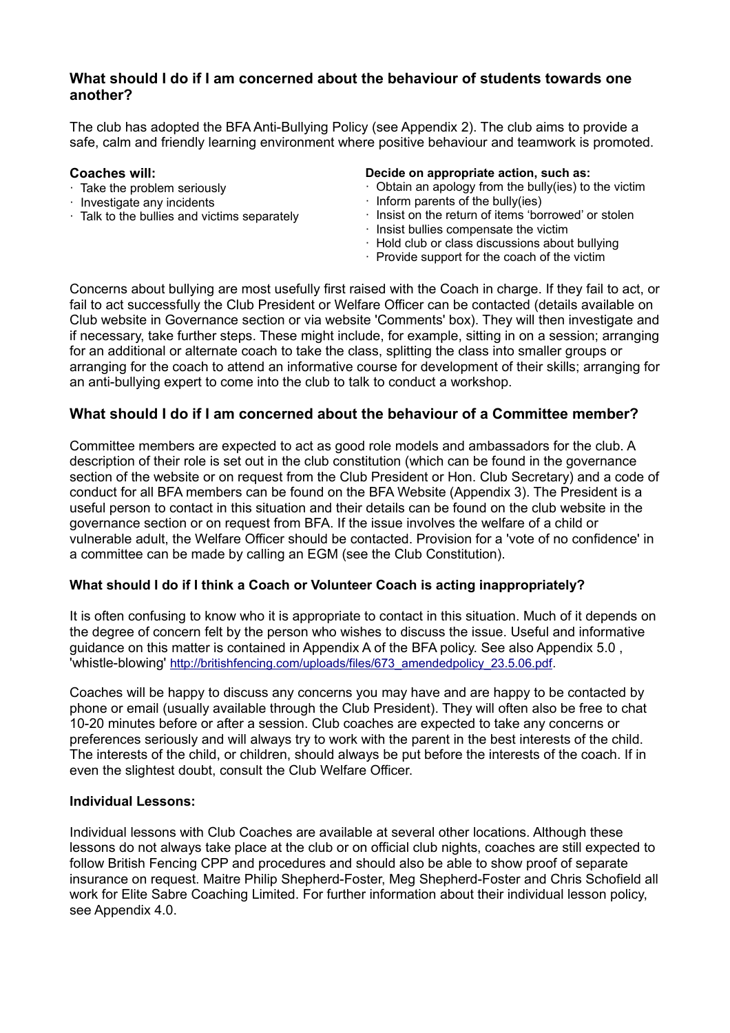### What should I do if I am concerned about the behaviour of students towards one another?

The club has adopted the BFA Anti-Bullying Policy (see Appendix 2). The club aims to provide a safe, calm and friendly learning environment where positive behaviour and teamwork is promoted.

**Coaches will:**

- Take the problem seriously
- Investigate any incidents
- Talk to the bullies and victims separately

**Decide on appropriate action, such as:**

- Obtain an apology from the bully(ies) to the victim
- Inform parents of the bully(ies)
- Insist on the return of items 'borrowed' or stolen
- Insist bullies compensate the victim
- Hold club or class discussions about bullying
- Provide support for the coach of the victim

Concerns about bullying are most usefully first raised with the Coach in charge. If they fail to act, or fail to act successfully the Club President or Welfare Officer can be contacted (details available on Club website in Governance section or via website 'Comments' box). They will then investigate and if necessary, take further steps. These might include, for example, sitting in on a session; arranging for an additional or alternate coach to take the class, splitting the class into smaller groups or arranging for the coach to attend an informative course for development of their skills; arranging for an anti-bullying expert to come into the club to talk to conduct a workshop.

### What should I do if I am concerned about the behaviour of a Committee member?

Committee members are expected to act as good role models and ambassadors for the club. A description of their role is set out in the club constitution (which can be found in the governance section of the website or on request from the Club President or Hon. Club Secretary) and a code of conduct for all BFA members can be found on the BFA Website (Appendix 3). The President is a useful person to contact in this situation and their details can be found on the club website in the governance section or on request from BFA. If the issue involves the welfare of a child or vulnerable adult, the Welfare Officer should be contacted. Provision for a 'vote of no confidence' in a committee can be made by calling an EGM (see the Club Constitution).

#### What should I do if I think a Coach or Volunteer Coach is acting inappropriately?

It is often confusing to know who it is appropriate to contact in this situation. Much of it depends on the degree of concern felt by the person who wishes to discuss the issue. Useful and informative guidance on this matter is contained in Appendix A of the BFA policy. See also Appendix 5.0 , 'whistle-blowing' http://britishfencing.com/uploads/files/673_amendedpolicy_23.5.06.pdf.

Coaches will be happy to discuss any concerns you may have and are happy to be contacted by phone or email (usually available through the Club President). They will often also be free to chat 10-20 minutes before or after a session. Club coaches are expected to take any concerns or preferences seriously and will always try to work with the parent in the best interests of the child. The interests of the child, or children, should always be put before the interests of the coach. If in even the slightest doubt, consult the Club Welfare Officer.

#### Individual Lessons:

Individual lessons with Club Coaches are available at several other locations. Although these lessons do not always take place at the club or on official club nights, coaches are still expected to follow British Fencing CPP and procedures and should also be able to show proof of separate insurance on request. Maitre Philip Shepherd-Foster, Meg Shepherd-Foster and Chris Schofield all work for Elite Sabre Coaching Limited. For further information about their individual lesson policy, see Appendix 4.0.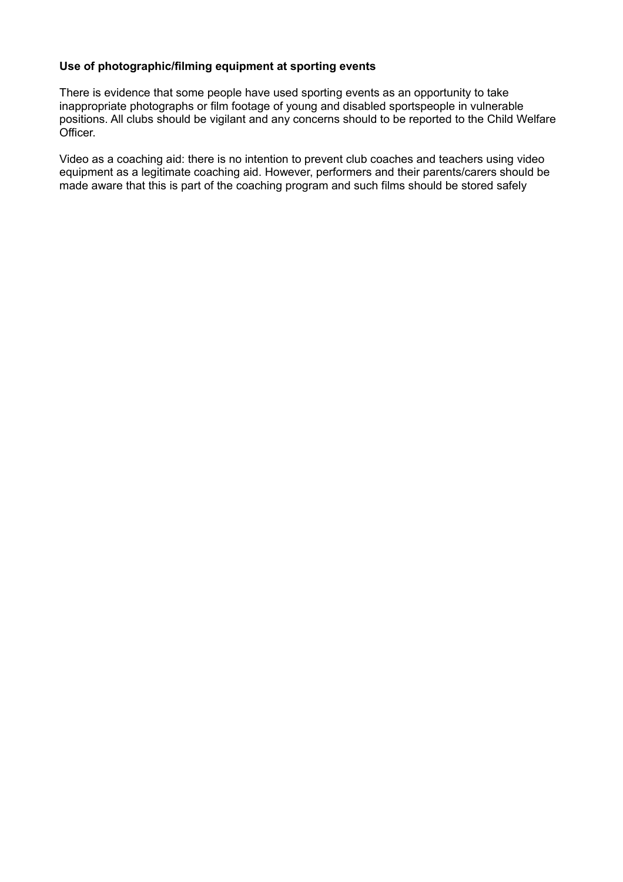**Use of photographic/filming equipment at sporting events**

There is evidence that some people have used sporting events as an opportunity to take inappropriate photographs or film footage of young and disabled sportspeople in vulnerable positions. All clubs should be vigilant and any concerns should to be reported to the Child Welfare Officer.

Video as a coaching aid: there is no intention to prevent club coaches and teachers using video equipment as a legitimate coaching aid. However, performers and their parents/carers should be made aware that this is part of the coaching program and such films should be stored safely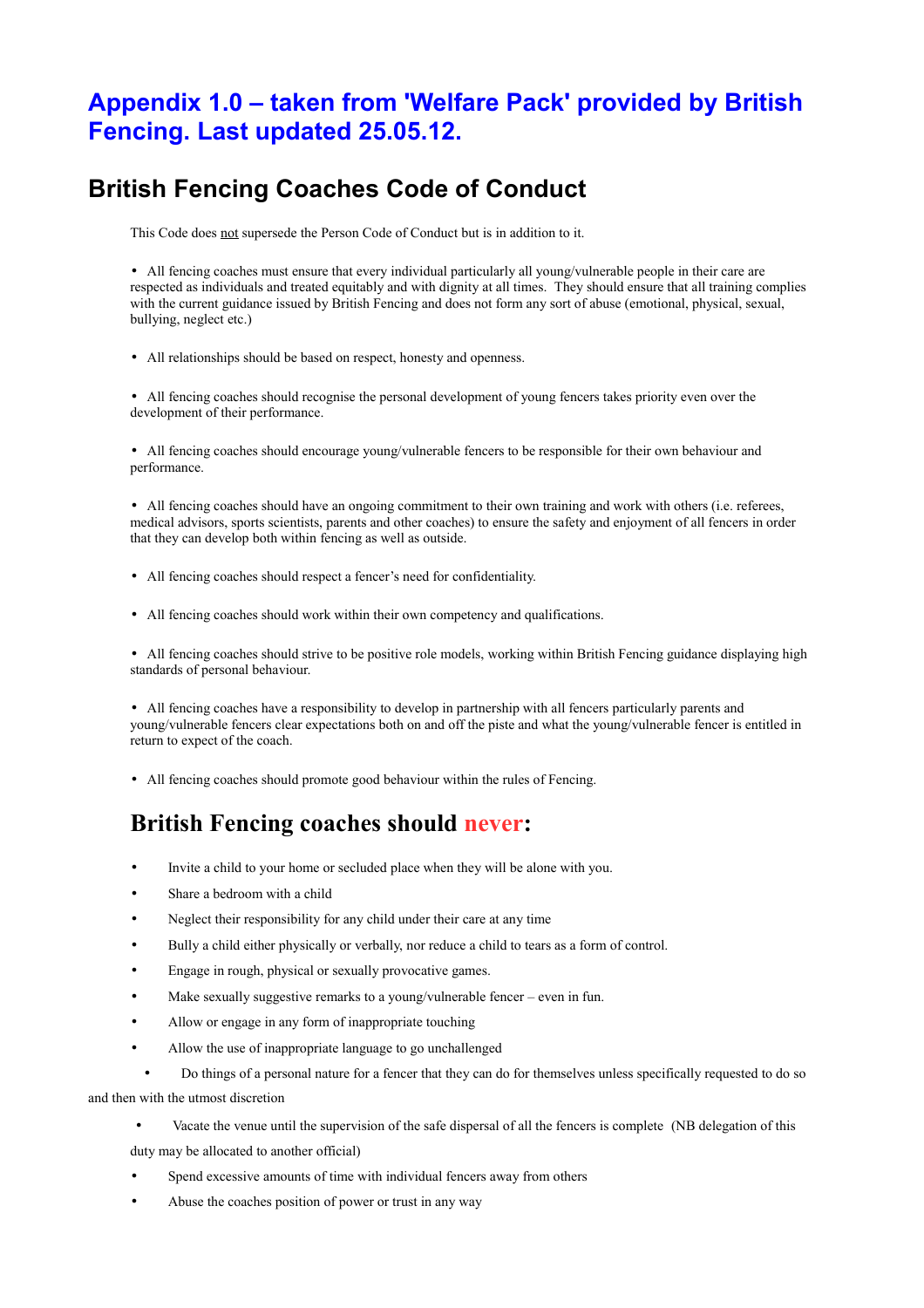# Appendix 1.0 – taken from 'Welfare Pack' provided by British Fencing. Last updated 25.05.12.

## British Fencing Coaches Code of Conduct

This Code does not supersede the Person Code of Conduct but is in addition to it.

- All fencing coaches must ensure that every individual particularly all young/vulnerable people in their care are respected as individuals and treated equitably and with dignity at all times. They should ensure that all training complies with the current guidance issued by British Fencing and does not form any sort of abuse (emotional, physical, sexual, bullying, neglect etc.)

- All relationships should be based on respect, honesty and openness.

- All fencing coaches should recognise the personal development of young fencers takes priority even over the development of their performance.

- All fencing coaches should encourage young/vulnerable fencers to be responsible for their own behaviour and performance.

- All fencing coaches should have an ongoing commitment to their own training and work with others (i.e. referees, medical advisors, sports scientists, parents and other coaches) to ensure the safety and enjoyment of all fencers in order that they can develop both within fencing as well as outside.

- All fencing coaches should respect a fencer's need for confidentiality.

- All fencing coaches should work within their own competency and qualifications.

- All fencing coaches should strive to be positive role models, working within British Fencing guidance displaying high standards of personal behaviour.

- All fencing coaches have a responsibility to develop in partnership with all fencers particularly parents and young/vulnerable fencers clear expectations both on and off the piste and what the young/vulnerable fencer is entitled in return to expect of the coach.

- All fencing coaches should promote good behaviour within the rules of Fencing.

## British Fencing coaches should never:

- Invite a child to your home or secluded place when they will be alone with you.
- Share a bedroom with a child
- Neglect their responsibility for any child under their care at any time
- Bully a child either physically or verbally, nor reduce a child to tears as a form of control.
- Engage in rough, physical or sexually provocative games.
- Make sexually suggestive remarks to a young/vulnerable fencer – even in fun.
- Allow or engage in any form of inappropriate touching
- Allow the use of inappropriate language to go unchallenged
- Do things of a personal nature for a fencer that they can do for themselves unless specifically requested to do so and then with the utmost discretion
- Vacate the venue until the supervision of the safe dispersal of all the fencers is complete (NB delegation of this duty may be allocated to another official)
- Spend excessive amounts of time with individual fencers away from others
- Abuse the coaches position of power or trust in any way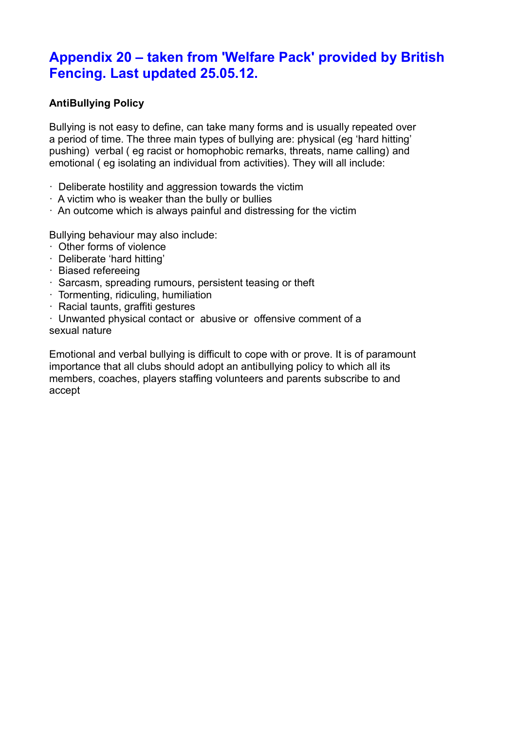## Appendix 20 – taken from 'Welfare Pack' provided by British Fencing. Last updated 25.05.12.

**AntiBullying Policy**

Bullying is not easy to define, can take many forms and is usually repeated over a period of time. The three main types of bullying are: physical (eg 'hard hitting' pushing) verbal ( eg racist or homophobic remarks, threats, name calling) and emotional ( eg isolating an individual from activities). They will all include:

- Deliberate hostility and aggression towards the victim
- A victim who is weaker than the bully or bullies
- An outcome which is always painful and distressing for the victim

Bullying behaviour may also include:

- Other forms of violence
- Deliberate 'hard hitting'
- Biased refereeing
- Sarcasm, spreading rumours, persistent teasing or theft
- Tormenting, ridiculing, humiliation
- Racial taunts, graffiti gestures
- Unwanted physical contact or abusive or offensive comment of a sexual nature

Emotional and verbal bullying is difficult to cope with or prove. It is of paramount importance that all clubs should adopt an antibullying policy to which all its members, coaches, players staffing volunteers and parents subscribe to and accept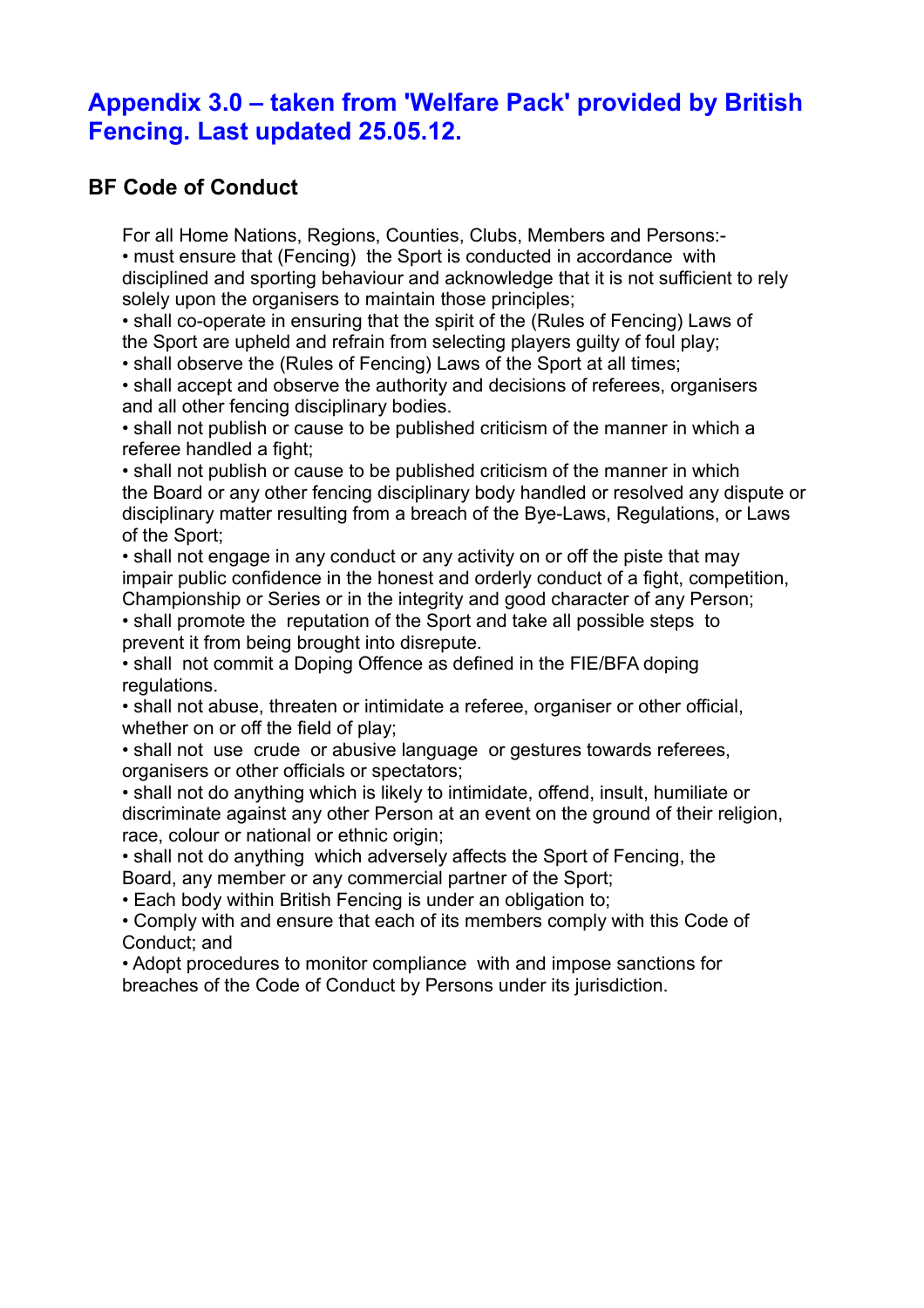## Appendix 3.0 – taken from 'Welfare Pack' provided by British Fencing. Last updated 25.05.12.

### BF Code of Conduct

For all Home Nations, Regions, Counties, Clubs, Members and Persons:-

- must ensure that (Fencing) the Sport is conducted in accordance with disciplined and sporting behaviour and acknowledge that it is not sufficient to rely solely upon the organisers to maintain those principles;
- shall co-operate in ensuring that the spirit of the (Rules of Fencing) Laws of the Sport are upheld and refrain from selecting players guilty of foul play;
- shall observe the (Rules of Fencing) Laws of the Sport at all times;
- shall accept and observe the authority and decisions of referees, organisers and all other fencing disciplinary bodies.
- shall not publish or cause to be published criticism of the manner in which a referee handled a fight;
- shall not publish or cause to be published criticism of the manner in which the Board or any other fencing disciplinary body handled or resolved any dispute or disciplinary matter resulting from a breach of the Bye-Laws, Regulations, or Laws of the Sport;
- shall not engage in any conduct or any activity on or off the piste that may impair public confidence in the honest and orderly conduct of a fight, competition, Championship or Series or in the integrity and good character of any Person;
- shall promote the reputation of the Sport and take all possible steps to prevent it from being brought into disrepute.
- shall not commit a Doping Offence as defined in the FIE/BFA doping regulations.
- shall not abuse, threaten or intimidate a referee, organiser or other official, whether on or off the field of play;
- shall not use crude or abusive language or gestures towards referees, organisers or other officials or spectators;
- shall not do anything which is likely to intimidate, offend, insult, humiliate or discriminate against any other Person at an event on the ground of their religion, race, colour or national or ethnic origin;
- shall not do anything which adversely affects the Sport of Fencing, the Board, any member or any commercial partner of the Sport;
- Each body within British Fencing is under an obligation to;
- Comply with and ensure that each of its members comply with this Code of Conduct; and
- Adopt procedures to monitor compliance with and impose sanctions for breaches of the Code of Conduct by Persons under its jurisdiction.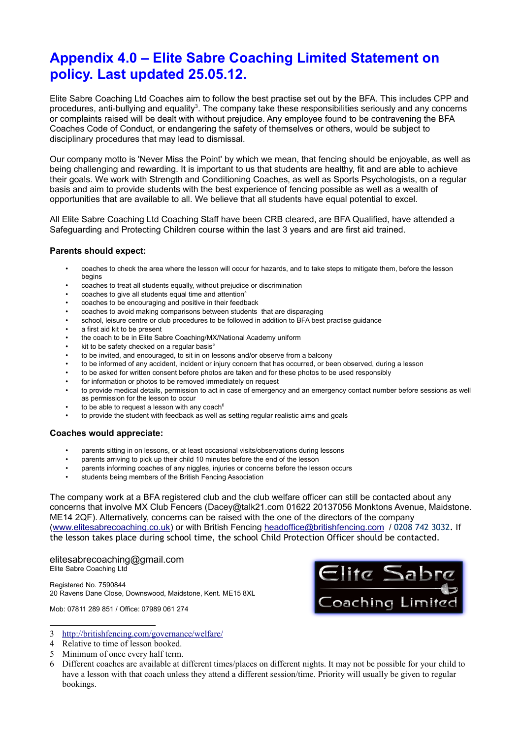# Appendix 4.0 – Elite Sabre Coaching Limited Statement on policy. Last updated 25.05.12.

Elite Sabre Coaching Ltd Coaches aim to follow the best practise set out by the BFA. This includes CPP and procedures, anti-bullying and equality[3]. The company take these responsibilities seriously and any concerns or complaints raised will be dealt with without prejudice. Any employee found to be contravening the BFA Coaches Code of Conduct, or endangering the safety of themselves or others, would be subject to disciplinary procedures that may lead to dismissal.

Our company motto is 'Never Miss the Point' by which we mean, that fencing should be enjoyable, as well as being challenging and rewarding. It is important to us that students are healthy, fit and are able to achieve their goals. We work with Strength and Conditioning Coaches, as well as Sports Psychologists, on a regular basis and aim to provide students with the best experience of fencing possible as well as a wealth of opportunities that are available to all. We believe that all students have equal potential to excel.

All Elite Sabre Coaching Ltd Coaching Staff have been CRB cleared, are BFA Qualified, have attended a Safeguarding and Protecting Children course within the last 3 years and are first aid trained.

**Parents should expect:**

- coaches to check the area where the lesson will occur for hazards, and to take steps to mitigate them, before the lesson begins
- coaches to treat all students equally, without prejudice or discrimination
- coaches to give all students equal time and attention[4]
- coaches to be encouraging and positive in their feedback
- coaches to avoid making comparisons between students that are disparaging
- school, leisure centre or club procedures to be followed in addition to BFA best practise guidance
- a first aid kit to be present
- the coach to be in Elite Sabre Coaching/MX/National Academy uniform
- kit to be safety checked on a regular basis[5]
- to be invited, and encouraged, to sit in on lessons and/or observe from a balcony
- to be informed of any accident, incident or injury concern that has occurred, or been observed, during a lesson
- to be asked for written consent before photos are taken and for these photos to be used responsibly
- for information or photos to be removed immediately on request
- to provide medical details, permission to act in case of emergency and an emergency contact number before sessions as well as permission for the lesson to occur
- to be able to request a lesson with any coach[6]
- to provide the student with feedback as well as setting regular realistic aims and goals

**Coaches would appreciate:**

- parents sitting in on lessons, or at least occasional visits/observations during lessons
- parents arriving to pick up their child 10 minutes before the end of the lesson
- parents informing coaches of any niggles, injuries or concerns before the lesson occurs
- students being members of the British Fencing Association

The company work at a BFA registered club and the club welfare officer can still be contacted about any concerns that involve MX Club Fencers (Dacey@talk21.com 01622 20137056 Monktons Avenue, Maidstone. ME14 2QF). Alternatively, concerns can be raised with the one of the directors of the company (www.elitesabrecoaching.co.uk) or with British Fencing headoffice@britishfencing.com / 0208 742 3032. If the lesson takes place during school time, the school Child Protection Officer should be contacted.

elitesabrecoaching@gmail.com
Elite Sabre Coaching Ltd

Registered No. 7590844
20 Ravens Dane Close, Downswood, Maidstone, Kent. ME15 8XL

Mob: 07811 289 851 / Office: 07989 061 274

Elite Sabre Coaching Limited

---

3 http://britishfencing.com/governance/welfare/
4 Relative to time of lesson booked.
5 Minimum of once every half term.
6 Different coaches are available at different times/places on different nights. It may not be possible for your child to have a lesson with that coach unless they attend a different session/time. Priority will usually be given to regular bookings.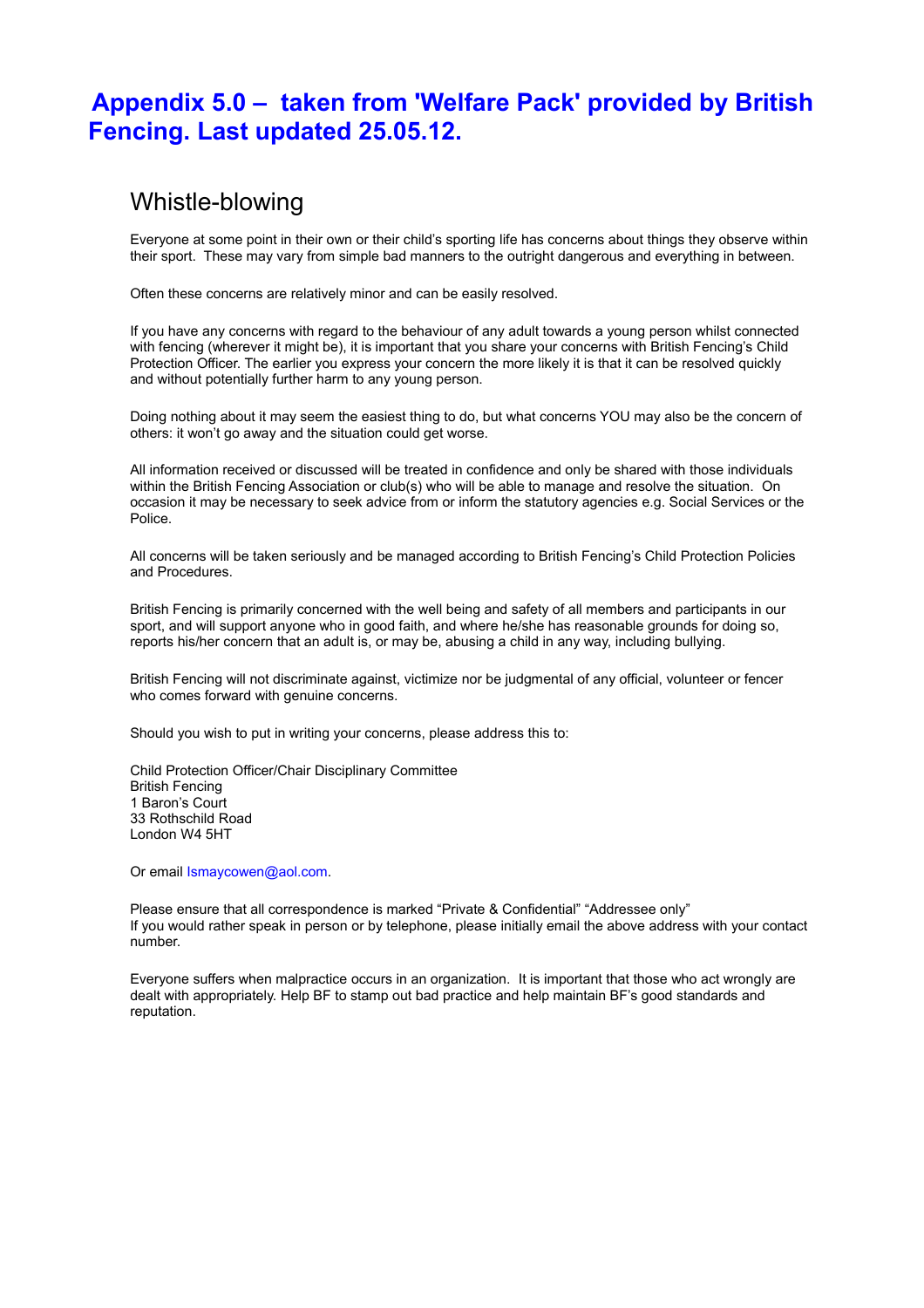# Appendix 5.0 – taken from 'Welfare Pack' provided by British Fencing. Last updated 25.05.12.

## Whistle-blowing

Everyone at some point in their own or their child's sporting life has concerns about things they observe within their sport. These may vary from simple bad manners to the outright dangerous and everything in between.

Often these concerns are relatively minor and can be easily resolved.

If you have any concerns with regard to the behaviour of any adult towards a young person whilst connected with fencing (wherever it might be), it is important that you share your concerns with British Fencing's Child Protection Officer. The earlier you express your concern the more likely it is that it can be resolved quickly and without potentially further harm to any young person.

Doing nothing about it may seem the easiest thing to do, but what concerns YOU may also be the concern of others: it won't go away and the situation could get worse.

All information received or discussed will be treated in confidence and only be shared with those individuals within the British Fencing Association or club(s) who will be able to manage and resolve the situation. On occasion it may be necessary to seek advice from or inform the statutory agencies e.g. Social Services or the Police.

All concerns will be taken seriously and be managed according to British Fencing's Child Protection Policies and Procedures.

British Fencing is primarily concerned with the well being and safety of all members and participants in our sport, and will support anyone who in good faith, and where he/she has reasonable grounds for doing so, reports his/her concern that an adult is, or may be, abusing a child in any way, including bullying.

British Fencing will not discriminate against, victimize nor be judgmental of any official, volunteer or fencer who comes forward with genuine concerns.

Should you wish to put in writing your concerns, please address this to:

Child Protection Officer/Chair Disciplinary Committee
British Fencing
1 Baron's Court
33 Rothschild Road
London W4 5HT

Or email Ismaycowen@aol.com.

Please ensure that all correspondence is marked "Private & Confidential" "Addressee only"
If you would rather speak in person or by telephone, please initially email the above address with your contact number.

Everyone suffers when malpractice occurs in an organization. It is important that those who act wrongly are dealt with appropriately. Help BF to stamp out bad practice and help maintain BF's good standards and reputation.